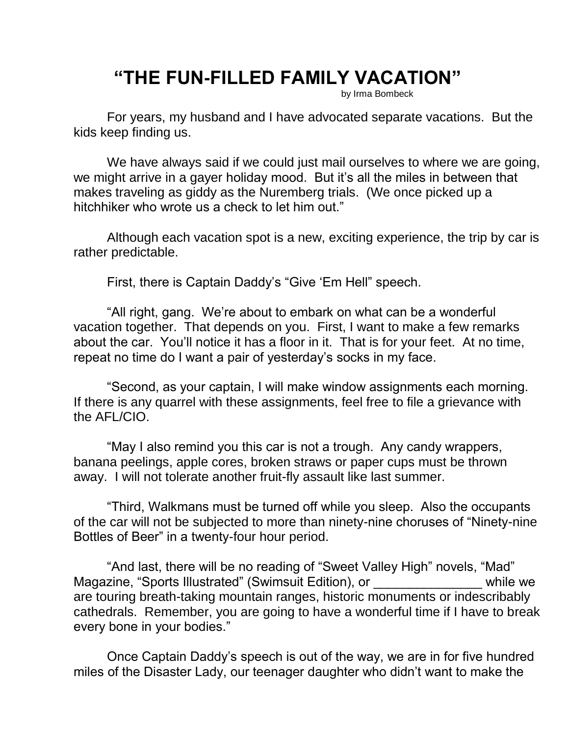# "THE FUN-FILLED FAMILY VACATION"

by Irma Bombeck

For years, my husband and I have advocated separate vacations. But the kids keep finding us.

We have always said if we could just mail ourselves to where we are going, we might arrive in a gayer holiday mood. But it's all the miles in between that makes traveling as giddy as the Nuremberg trials. (We once picked up a hitchhiker who wrote us a check to let him out."

Although each vacation spot is a new, exciting experience, the trip by car is rather predictable.

First, there is Captain Daddy's "Give 'Em Hell" speech.

"All right, gang. We're about to embark on what can be a wonderful vacation together. That depends on you. First, I want to make a few remarks about the car. You'll notice it has a floor in it. That is for your feet. At no time, repeat no time do I want a pair of yesterday's socks in my face.

"Second, as your captain, I will make window assignments each morning. If there is any quarrel with these assignments, feel free to file a grievance with the AFL/CIO.

"May I also remind you this car is not a trough. Any candy wrappers, banana peelings, apple cores, broken straws or paper cups must be thrown away. I will not tolerate another fruit-fly assault like last summer.

"Third, Walkmans must be turned off while you sleep. Also the occupants of the car will not be subjected to more than ninety-nine choruses of "Ninety-nine Bottles of Beer" in a twenty-four hour period.

"And last, there will be no reading of "Sweet Valley High" novels, "Mad" Magazine, "Sports Illustrated" (Swimsuit Edition), or _______________ while we are touring breath-taking mountain ranges, historic monuments or indescribably cathedrals. Remember, you are going to have a wonderful time if I have to break every bone in your bodies."

Once Captain Daddy's speech is out of the way, we are in for five hundred miles of the Disaster Lady, our teenager daughter who didn't want to make the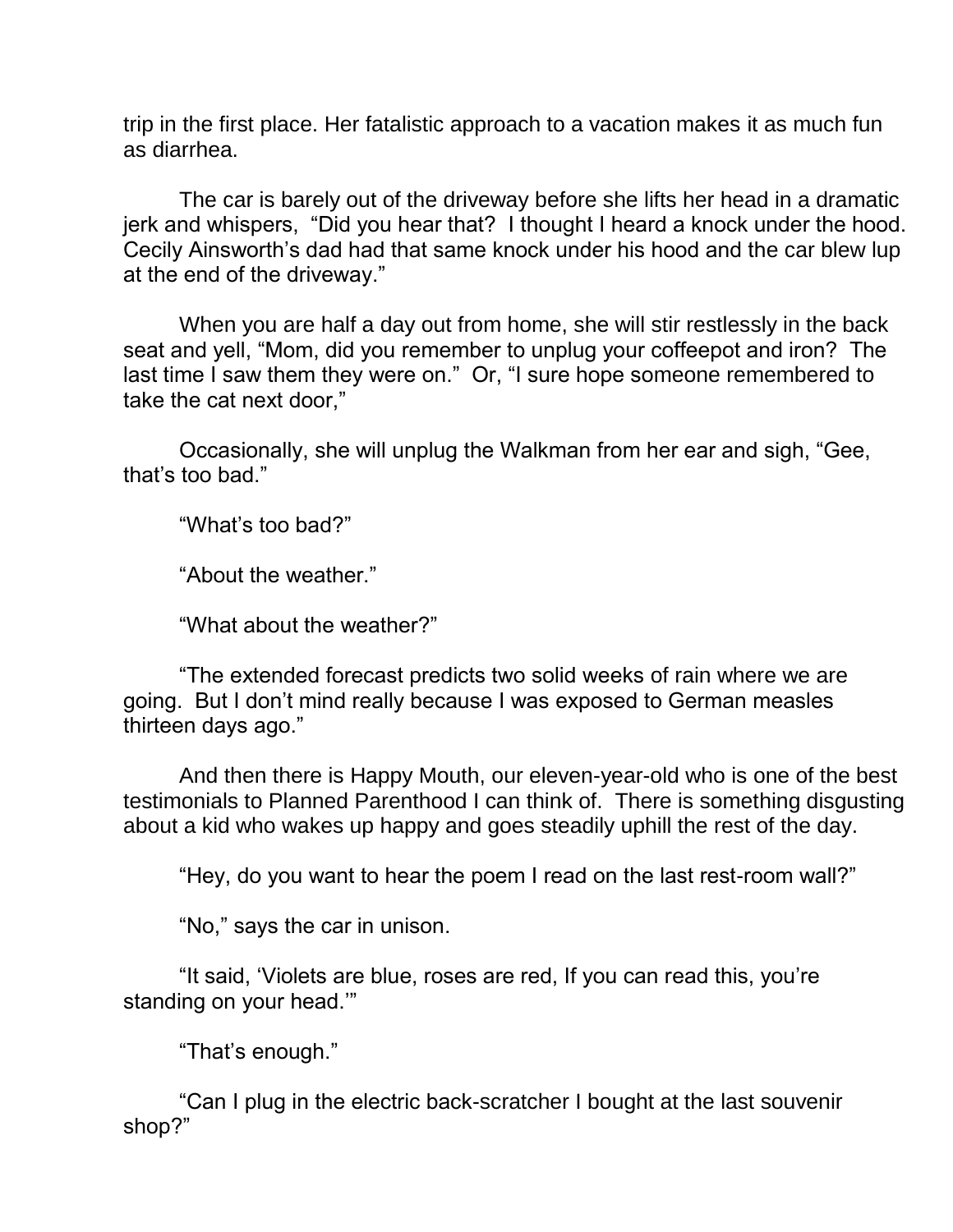trip in the first place. Her fatalistic approach to a vacation makes it as much fun as diarrhea.

The car is barely out of the driveway before she lifts her head in a dramatic jerk and whispers, "Did you hear that? I thought I heard a knock under the hood. Cecily Ainsworth's dad had that same knock under his hood and the car blew lup at the end of the driveway."

When you are half a day out from home, she will stir restlessly in the back seat and yell, "Mom, did you remember to unplug your coffeepot and iron? The last time I saw them they were on." Or, "I sure hope someone remembered to take the cat next door,"

Occasionally, she will unplug the Walkman from her ear and sigh, "Gee, that's too bad."

"What's too bad?"

"About the weather."

"What about the weather?"

"The extended forecast predicts two solid weeks of rain where we are going. But I don't mind really because I was exposed to German measles thirteen days ago."

And then there is Happy Mouth, our eleven-year-old who is one of the best testimonials to Planned Parenthood I can think of. There is something disgusting about a kid who wakes up happy and goes steadily uphill the rest of the day.

"Hey, do you want to hear the poem I read on the last rest-room wall?"

"No," says the car in unison.

"It said, 'Violets are blue, roses are red, If you can read this, you're standing on your head.'"

"That's enough."

"Can I plug in the electric back-scratcher I bought at the last souvenir shop?"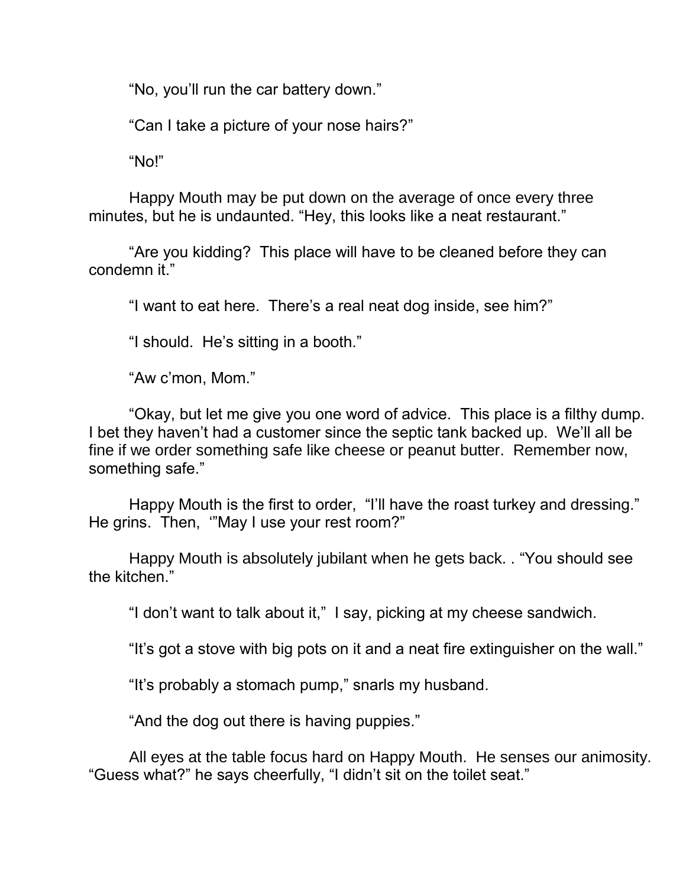"No, you'll run the car battery down."

"Can I take a picture of your nose hairs?"

"No!"

Happy Mouth may be put down on the average of once every three minutes, but he is undaunted. "Hey, this looks like a neat restaurant."

"Are you kidding? This place will have to be cleaned before they can condemn it."

"I want to eat here. There's a real neat dog inside, see him?"

"I should. He's sitting in a booth."

"Aw c'mon, Mom."

"Okay, but let me give you one word of advice. This place is a filthy dump. I bet they haven't had a customer since the septic tank backed up. We'll all be fine if we order something safe like cheese or peanut butter. Remember now, something safe."

Happy Mouth is the first to order, "I'll have the roast turkey and dressing." He grins. Then, '"May I use your rest room?"

Happy Mouth is absolutely jubilant when he gets back. . "You should see the kitchen."

"I don't want to talk about it," I say, picking at my cheese sandwich.

"It's got a stove with big pots on it and a neat fire extinguisher on the wall."

"It's probably a stomach pump," snarls my husband.

"And the dog out there is having puppies."

All eyes at the table focus hard on Happy Mouth. He senses our animosity. "Guess what?" he says cheerfully, "I didn't sit on the toilet seat."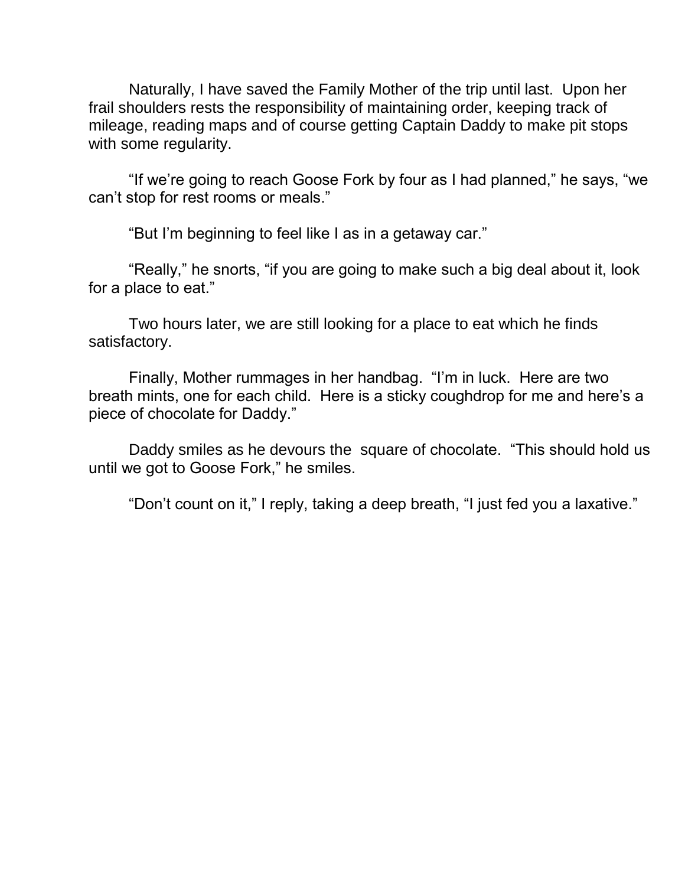Naturally, I have saved the Family Mother of the trip until last. Upon her frail shoulders rests the responsibility of maintaining order, keeping track of mileage, reading maps and of course getting Captain Daddy to make pit stops with some regularity.

"If we're going to reach Goose Fork by four as I had planned," he says, "we can't stop for rest rooms or meals."

"But I'm beginning to feel like I as in a getaway car."

"Really," he snorts, "if you are going to make such a big deal about it, look for a place to eat."

Two hours later, we are still looking for a place to eat which he finds satisfactory.

Finally, Mother rummages in her handbag. "I'm in luck. Here are two breath mints, one for each child. Here is a sticky coughdrop for me and here's a piece of chocolate for Daddy."

Daddy smiles as he devours the square of chocolate. "This should hold us until we got to Goose Fork," he smiles.

"Don't count on it," I reply, taking a deep breath, "I just fed you a laxative."